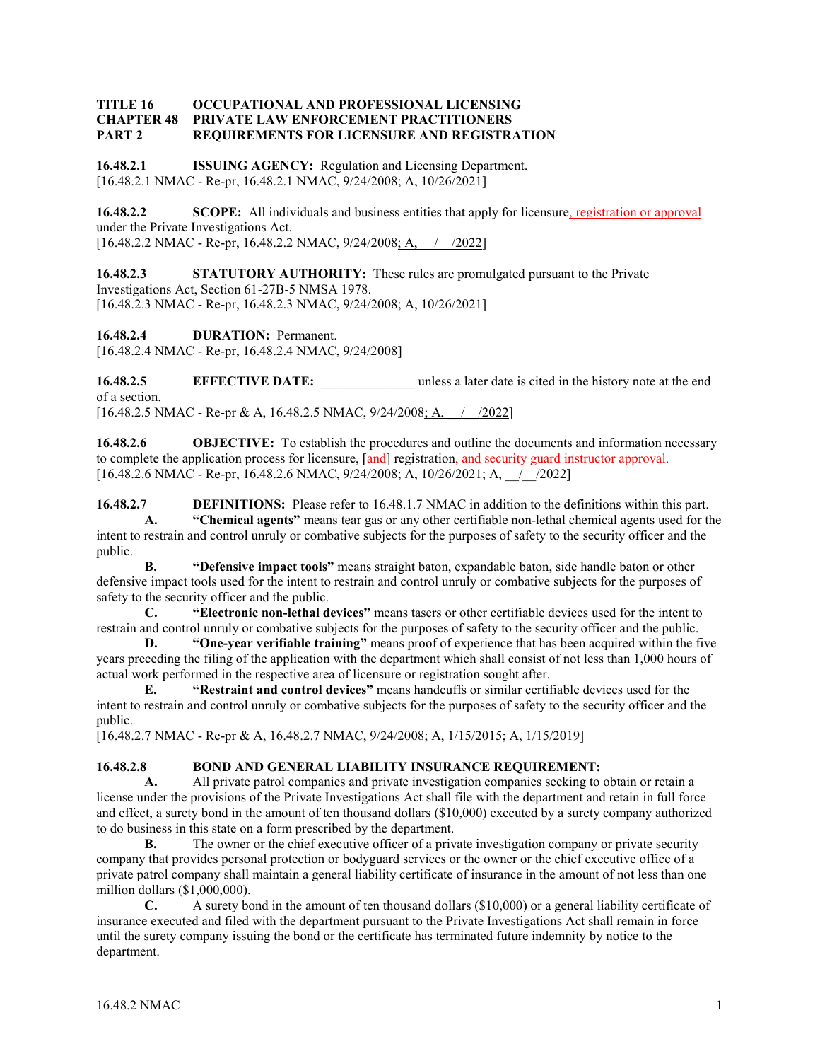**TITLE 16 OCCUPATIONAL AND PROFESSIONAL LICENSING**
**CHAPTER 48 PRIVATE LAW ENFORCEMENT PRACTITIONERS**
**PART 2 REQUIREMENTS FOR LICENSURE AND REGISTRATION**

**16.48.2.1 ISSUING AGENCY:** Regulation and Licensing Department.
[16.48.2.1 NMAC - Re-pr, 16.48.2.1 NMAC, 9/24/2008; A, 10/26/2021]

**16.48.2.2 SCOPE:** All individuals and business entities that apply for licensure, registration or approval under the Private Investigations Act.
[16.48.2.2 NMAC - Re-pr, 16.48.2.2 NMAC, 9/24/2008; A, / /2022]

**16.48.2.3 STATUTORY AUTHORITY:** These rules are promulgated pursuant to the Private Investigations Act, Section 61-27B-5 NMSA 1978.
[16.48.2.3 NMAC - Re-pr, 16.48.2.3 NMAC, 9/24/2008; A, 10/26/2021]

**16.48.2.4 DURATION:** Permanent.
[16.48.2.4 NMAC - Re-pr, 16.48.2.4 NMAC, 9/24/2008]

**16.48.2.5 EFFECTIVE DATE:** ______________ unless a later date is cited in the history note at the end of a section.
[16.48.2.5 NMAC - Re-pr & A, 16.48.2.5 NMAC, 9/24/2008; A, __/__/2022]

**16.48.2.6 OBJECTIVE:** To establish the procedures and outline the documents and information necessary to complete the application process for licensure, [~~and~~] registration, and security guard instructor approval.
[16.48.2.6 NMAC - Re-pr, 16.48.2.6 NMAC, 9/24/2008; A, 10/26/2021; A, __/__/2022]

**16.48.2.7 DEFINITIONS:** Please refer to 16.48.1.7 NMAC in addition to the definitions within this part.

**A. "Chemical agents"** means tear gas or any other certifiable non-lethal chemical agents used for the intent to restrain and control unruly or combative subjects for the purposes of safety to the security officer and the public.

**B. "Defensive impact tools"** means straight baton, expandable baton, side handle baton or other defensive impact tools used for the intent to restrain and control unruly or combative subjects for the purposes of safety to the security officer and the public.

**C. "Electronic non-lethal devices"** means tasers or other certifiable devices used for the intent to restrain and control unruly or combative subjects for the purposes of safety to the security officer and the public.

**D. "One-year verifiable training"** means proof of experience that has been acquired within the five years preceding the filing of the application with the department which shall consist of not less than 1,000 hours of actual work performed in the respective area of licensure or registration sought after.

**E. "Restraint and control devices"** means handcuffs or similar certifiable devices used for the intent to restrain and control unruly or combative subjects for the purposes of safety to the security officer and the public.

[16.48.2.7 NMAC - Re-pr & A, 16.48.2.7 NMAC, 9/24/2008; A, 1/15/2015; A, 1/15/2019]

**16.48.2.8 BOND AND GENERAL LIABILITY INSURANCE REQUIREMENT:**

**A.** All private patrol companies and private investigation companies seeking to obtain or retain a license under the provisions of the Private Investigations Act shall file with the department and retain in full force and effect, a surety bond in the amount of ten thousand dollars ($10,000) executed by a surety company authorized to do business in this state on a form prescribed by the department.

**B.** The owner or the chief executive officer of a private investigation company or private security company that provides personal protection or bodyguard services or the owner or the chief executive office of a private patrol company shall maintain a general liability certificate of insurance in the amount of not less than one million dollars ($1,000,000).

**C.** A surety bond in the amount of ten thousand dollars ($10,000) or a general liability certificate of insurance executed and filed with the department pursuant to the Private Investigations Act shall remain in force until the surety company issuing the bond or the certificate has terminated future indemnity by notice to the department.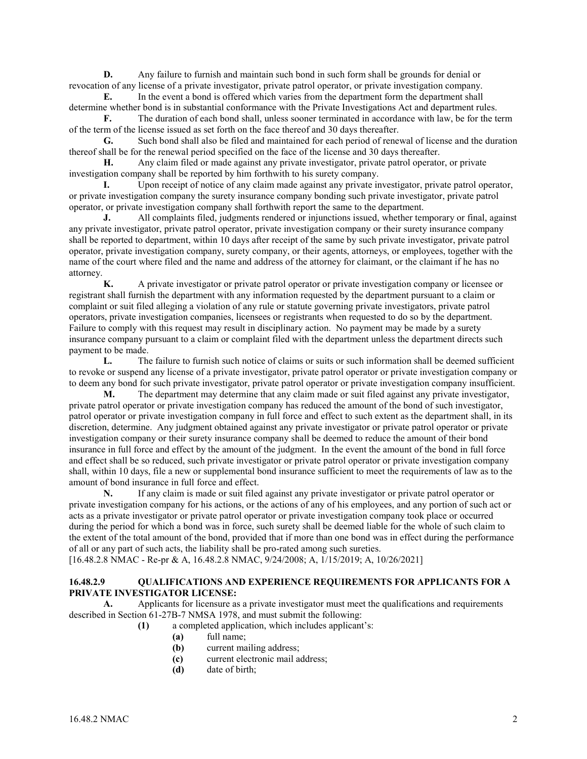**D.** Any failure to furnish and maintain such bond in such form shall be grounds for denial or revocation of any license of a private investigator, private patrol operator, or private investigation company.

**E.** In the event a bond is offered which varies from the department form the department shall determine whether bond is in substantial conformance with the Private Investigations Act and department rules.

**F.** The duration of each bond shall, unless sooner terminated in accordance with law, be for the term of the term of the license issued as set forth on the face thereof and 30 days thereafter.

**G.** Such bond shall also be filed and maintained for each period of renewal of license and the duration thereof shall be for the renewal period specified on the face of the license and 30 days thereafter.

**H.** Any claim filed or made against any private investigator, private patrol operator, or private investigation company shall be reported by him forthwith to his surety company.

**I.** Upon receipt of notice of any claim made against any private investigator, private patrol operator, or private investigation company the surety insurance company bonding such private investigator, private patrol operator, or private investigation company shall forthwith report the same to the department.

**J.** All complaints filed, judgments rendered or injunctions issued, whether temporary or final, against any private investigator, private patrol operator, private investigation company or their surety insurance company shall be reported to department, within 10 days after receipt of the same by such private investigator, private patrol operator, private investigation company, surety company, or their agents, attorneys, or employees, together with the name of the court where filed and the name and address of the attorney for claimant, or the claimant if he has no attorney.

**K.** A private investigator or private patrol operator or private investigation company or licensee or registrant shall furnish the department with any information requested by the department pursuant to a claim or complaint or suit filed alleging a violation of any rule or statute governing private investigators, private patrol operators, private investigation companies, licensees or registrants when requested to do so by the department. Failure to comply with this request may result in disciplinary action. No payment may be made by a surety insurance company pursuant to a claim or complaint filed with the department unless the department directs such payment to be made.

**L.** The failure to furnish such notice of claims or suits or such information shall be deemed sufficient to revoke or suspend any license of a private investigator, private patrol operator or private investigation company or to deem any bond for such private investigator, private patrol operator or private investigation company insufficient.

**M.** The department may determine that any claim made or suit filed against any private investigator, private patrol operator or private investigation company has reduced the amount of the bond of such investigator, patrol operator or private investigation company in full force and effect to such extent as the department shall, in its discretion, determine. Any judgment obtained against any private investigator or private patrol operator or private investigation company or their surety insurance company shall be deemed to reduce the amount of their bond insurance in full force and effect by the amount of the judgment. In the event the amount of the bond in full force and effect shall be so reduced, such private investigator or private patrol operator or private investigation company shall, within 10 days, file a new or supplemental bond insurance sufficient to meet the requirements of law as to the amount of bond insurance in full force and effect.

**N.** If any claim is made or suit filed against any private investigator or private patrol operator or private investigation company for his actions, or the actions of any of his employees, and any portion of such act or acts as a private investigator or private patrol operator or private investigation company took place or occurred during the period for which a bond was in force, such surety shall be deemed liable for the whole of such claim to the extent of the total amount of the bond, provided that if more than one bond was in effect during the performance of all or any part of such acts, the liability shall be pro-rated among such sureties.

[16.48.2.8 NMAC - Re-pr & A, 16.48.2.8 NMAC, 9/24/2008; A, 1/15/2019; A, 10/26/2021]

**16.48.2.9 QUALIFICATIONS AND EXPERIENCE REQUIREMENTS FOR APPLICANTS FOR A PRIVATE INVESTIGATOR LICENSE:**

**A.** Applicants for licensure as a private investigator must meet the qualifications and requirements described in Section 61-27B-7 NMSA 1978, and must submit the following:

- **(1)** a completed application, which includes applicant's:
  - **(a)** full name;
  - **(b)** current mailing address;
  - **(c)** current electronic mail address;
  - **(d)** date of birth;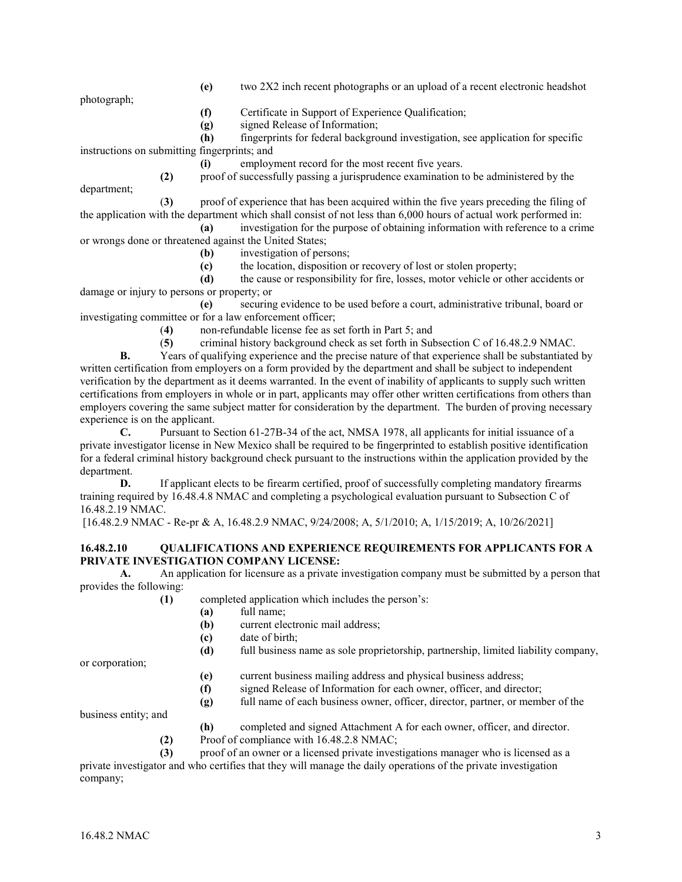**(e)** two 2X2 inch recent photographs or an upload of a recent electronic headshot photograph;

**(f)** Certificate in Support of Experience Qualification;

**(g)** signed Release of Information;

**(h)** fingerprints for federal background investigation, see application for specific instructions on submitting fingerprints; and

**(i)** employment record for the most recent five years.

**(2)** proof of successfully passing a jurisprudence examination to be administered by the department;

(**3)** proof of experience that has been acquired within the five years preceding the filing of the application with the department which shall consist of not less than 6,000 hours of actual work performed in:

**(a)** investigation for the purpose of obtaining information with reference to a crime or wrongs done or threatened against the United States;

**(b)** investigation of persons;

**(c)** the location, disposition or recovery of lost or stolen property;

**(d)** the cause or responsibility for fire, losses, motor vehicle or other accidents or damage or injury to persons or property; or

**(e)** securing evidence to be used before a court, administrative tribunal, board or investigating committee or for a law enforcement officer;

(**4)** non-refundable license fee as set forth in Part 5; and

(**5)** criminal history background check as set forth in Subsection C of 16.48.2.9 NMAC.

**B.** Years of qualifying experience and the precise nature of that experience shall be substantiated by written certification from employers on a form provided by the department and shall be subject to independent verification by the department as it deems warranted. In the event of inability of applicants to supply such written certifications from employers in whole or in part, applicants may offer other written certifications from others than employers covering the same subject matter for consideration by the department. The burden of proving necessary experience is on the applicant.

**C.** Pursuant to Section 61-27B-34 of the act, NMSA 1978, all applicants for initial issuance of a private investigator license in New Mexico shall be required to be fingerprinted to establish positive identification for a federal criminal history background check pursuant to the instructions within the application provided by the department.

**D.** If applicant elects to be firearm certified, proof of successfully completing mandatory firearms training required by 16.48.4.8 NMAC and completing a psychological evaluation pursuant to Subsection C of 16.48.2.19 NMAC.

[16.48.2.9 NMAC - Re-pr & A, 16.48.2.9 NMAC, 9/24/2008; A, 5/1/2010; A, 1/15/2019; A, 10/26/2021]

**16.48.2.10 QUALIFICATIONS AND EXPERIENCE REQUIREMENTS FOR APPLICANTS FOR A PRIVATE INVESTIGATION COMPANY LICENSE:**

**A.** An application for licensure as a private investigation company must be submitted by a person that provides the following:

**(1)** completed application which includes the person's:

**(a)** full name;

**(b)** current electronic mail address;

**(c)** date of birth;

**(d)** full business name as sole proprietorship, partnership, limited liability company, or corporation;

**(e)** current business mailing address and physical business address;

**(f)** signed Release of Information for each owner, officer, and director;

**(g)** full name of each business owner, officer, director, partner, or member of the business entity; and

**(h)** completed and signed Attachment A for each owner, officer, and director.

**(2)** Proof of compliance with 16.48.2.8 NMAC;

**(3)** proof of an owner or a licensed private investigations manager who is licensed as a private investigator and who certifies that they will manage the daily operations of the private investigation company;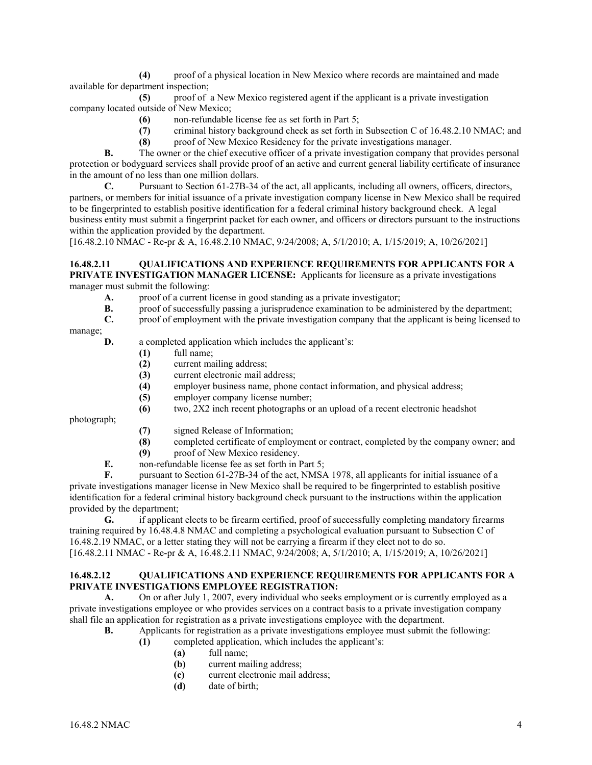**(4)** proof of a physical location in New Mexico where records are maintained and made available for department inspection;

**(5)** proof of a New Mexico registered agent if the applicant is a private investigation company located outside of New Mexico;

**(6)** non-refundable license fee as set forth in Part 5;

**(7)** criminal history background check as set forth in Subsection C of 16.48.2.10 NMAC; and

**(8)** proof of New Mexico Residency for the private investigations manager.

**B.** The owner or the chief executive officer of a private investigation company that provides personal protection or bodyguard services shall provide proof of an active and current general liability certificate of insurance in the amount of no less than one million dollars.

**C.** Pursuant to Section 61-27B-34 of the act, all applicants, including all owners, officers, directors, partners, or members for initial issuance of a private investigation company license in New Mexico shall be required to be fingerprinted to establish positive identification for a federal criminal history background check. A legal business entity must submit a fingerprint packet for each owner, and officers or directors pursuant to the instructions within the application provided by the department.

[16.48.2.10 NMAC - Re-pr & A, 16.48.2.10 NMAC, 9/24/2008; A, 5/1/2010; A, 1/15/2019; A, 10/26/2021]

**16.48.2.11 QUALIFICATIONS AND EXPERIENCE REQUIREMENTS FOR APPLICANTS FOR A PRIVATE INVESTIGATION MANAGER LICENSE:** Applicants for licensure as a private investigations manager must submit the following:

**A.** proof of a current license in good standing as a private investigator;

**B.** proof of successfully passing a jurisprudence examination to be administered by the department;

**C.** proof of employment with the private investigation company that the applicant is being licensed to manage;

**D.** a completed application which includes the applicant's:

**(1)** full name;

**(2)** current mailing address;

**(3)** current electronic mail address;

**(4)** employer business name, phone contact information, and physical address;

**(5)** employer company license number;

**(6)** two, 2X2 inch recent photographs or an upload of a recent electronic headshot photograph;

**(7)** signed Release of Information;

**(8)** completed certificate of employment or contract, completed by the company owner; and

**(9)** proof of New Mexico residency.

**E.** non-refundable license fee as set forth in Part 5;

**F.** pursuant to Section 61-27B-34 of the act, NMSA 1978, all applicants for initial issuance of a private investigations manager license in New Mexico shall be required to be fingerprinted to establish positive identification for a federal criminal history background check pursuant to the instructions within the application provided by the department;

**G.** if applicant elects to be firearm certified, proof of successfully completing mandatory firearms training required by 16.48.4.8 NMAC and completing a psychological evaluation pursuant to Subsection C of 16.48.2.19 NMAC, or a letter stating they will not be carrying a firearm if they elect not to do so.

[16.48.2.11 NMAC - Re-pr & A, 16.48.2.11 NMAC, 9/24/2008; A, 5/1/2010; A, 1/15/2019; A, 10/26/2021]

**16.48.2.12 QUALIFICATIONS AND EXPERIENCE REQUIREMENTS FOR APPLICANTS FOR A PRIVATE INVESTIGATIONS EMPLOYEE REGISTRATION:**

**A.** On or after July 1, 2007, every individual who seeks employment or is currently employed as a private investigations employee or who provides services on a contract basis to a private investigation company shall file an application for registration as a private investigations employee with the department.

**B.** Applicants for registration as a private investigations employee must submit the following:

**(1)** completed application, which includes the applicant's:

**(a)** full name;

**(b)** current mailing address;

**(c)** current electronic mail address;

**(d)** date of birth;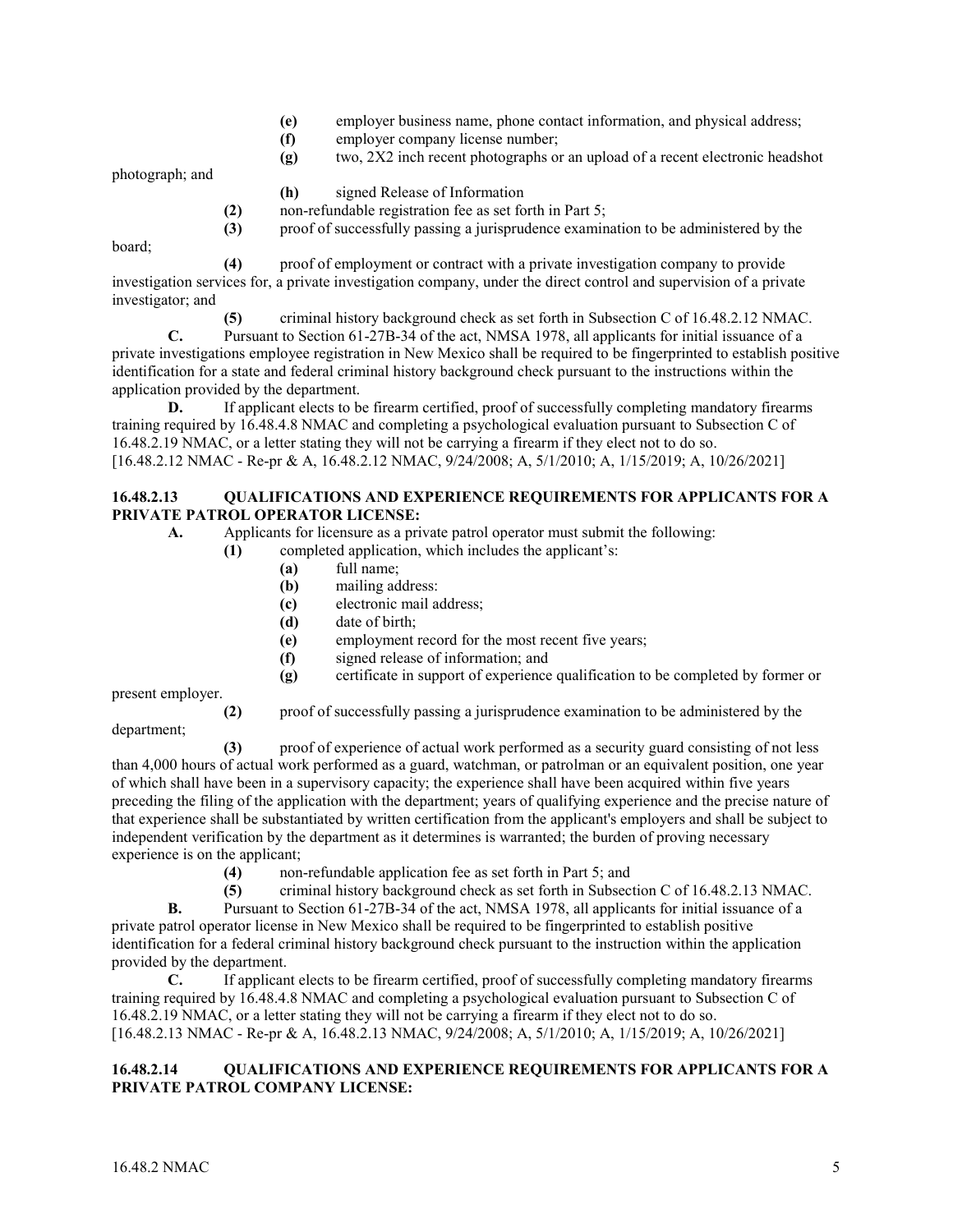**(e)** employer business name, phone contact information, and physical address;

**(f)** employer company license number;

**(g)** two, 2X2 inch recent photographs or an upload of a recent electronic headshot photograph; and

**(h)** signed Release of Information

**(2)** non-refundable registration fee as set forth in Part 5;

**(3)** proof of successfully passing a jurisprudence examination to be administered by the board;

**(4)** proof of employment or contract with a private investigation company to provide investigation services for, a private investigation company, under the direct control and supervision of a private investigator; and

**(5)** criminal history background check as set forth in Subsection C of 16.48.2.12 NMAC.

**C.** Pursuant to Section 61-27B-34 of the act, NMSA 1978, all applicants for initial issuance of a private investigations employee registration in New Mexico shall be required to be fingerprinted to establish positive identification for a state and federal criminal history background check pursuant to the instructions within the application provided by the department.

**D.** If applicant elects to be firearm certified, proof of successfully completing mandatory firearms training required by 16.48.4.8 NMAC and completing a psychological evaluation pursuant to Subsection C of 16.48.2.19 NMAC, or a letter stating they will not be carrying a firearm if they elect not to do so.

[16.48.2.12 NMAC - Re-pr & A, 16.48.2.12 NMAC, 9/24/2008; A, 5/1/2010; A, 1/15/2019; A, 10/26/2021]

**16.48.2.13 QUALIFICATIONS AND EXPERIENCE REQUIREMENTS FOR APPLICANTS FOR A PRIVATE PATROL OPERATOR LICENSE:**

**A.** Applicants for licensure as a private patrol operator must submit the following:

**(1)** completed application, which includes the applicant's:

**(a)** full name;

**(b)** mailing address:

**(c)** electronic mail address;

**(d)** date of birth;

**(e)** employment record for the most recent five years;

**(f)** signed release of information; and

**(g)** certificate in support of experience qualification to be completed by former or present employer.

**(2)** proof of successfully passing a jurisprudence examination to be administered by the department;

**(3)** proof of experience of actual work performed as a security guard consisting of not less than 4,000 hours of actual work performed as a guard, watchman, or patrolman or an equivalent position, one year of which shall have been in a supervisory capacity; the experience shall have been acquired within five years preceding the filing of the application with the department; years of qualifying experience and the precise nature of that experience shall be substantiated by written certification from the applicant's employers and shall be subject to independent verification by the department as it determines is warranted; the burden of proving necessary experience is on the applicant;

**(4)** non-refundable application fee as set forth in Part 5; and

**(5)** criminal history background check as set forth in Subsection C of 16.48.2.13 NMAC.

**B.** Pursuant to Section 61-27B-34 of the act, NMSA 1978, all applicants for initial issuance of a private patrol operator license in New Mexico shall be required to be fingerprinted to establish positive identification for a federal criminal history background check pursuant to the instruction within the application provided by the department.

**C.** If applicant elects to be firearm certified, proof of successfully completing mandatory firearms training required by 16.48.4.8 NMAC and completing a psychological evaluation pursuant to Subsection C of 16.48.2.19 NMAC, or a letter stating they will not be carrying a firearm if they elect not to do so.

[16.48.2.13 NMAC - Re-pr & A, 16.48.2.13 NMAC, 9/24/2008; A, 5/1/2010; A, 1/15/2019; A, 10/26/2021]

**16.48.2.14 QUALIFICATIONS AND EXPERIENCE REQUIREMENTS FOR APPLICANTS FOR A PRIVATE PATROL COMPANY LICENSE:**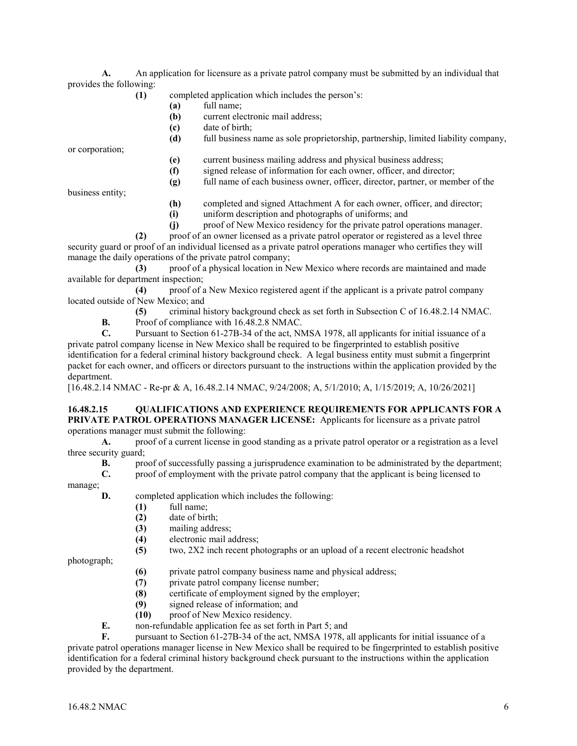**A.** An application for licensure as a private patrol company must be submitted by an individual that provides the following:

**(1)** completed application which includes the person's:

**(a)** full name;

**(b)** current electronic mail address;

**(c)** date of birth;

**(d)** full business name as sole proprietorship, partnership, limited liability company, or corporation;

**(e)** current business mailing address and physical business address;

**(f)** signed release of information for each owner, officer, and director;

**(g)** full name of each business owner, officer, director, partner, or member of the business entity;

**(h)** completed and signed Attachment A for each owner, officer, and director;

**(i)** uniform description and photographs of uniforms; and

**(j)** proof of New Mexico residency for the private patrol operations manager.

**(2)** proof of an owner licensed as a private patrol operator or registered as a level three security guard or proof of an individual licensed as a private patrol operations manager who certifies they will manage the daily operations of the private patrol company;

**(3)** proof of a physical location in New Mexico where records are maintained and made available for department inspection;

**(4)** proof of a New Mexico registered agent if the applicant is a private patrol company located outside of New Mexico; and

**(5)** criminal history background check as set forth in Subsection C of 16.48.2.14 NMAC.

**B.** Proof of compliance with 16.48.2.8 NMAC.

**C.** Pursuant to Section 61-27B-34 of the act, NMSA 1978, all applicants for initial issuance of a private patrol company license in New Mexico shall be required to be fingerprinted to establish positive identification for a federal criminal history background check. A legal business entity must submit a fingerprint packet for each owner, and officers or directors pursuant to the instructions within the application provided by the department.

[16.48.2.14 NMAC - Re-pr & A, 16.48.2.14 NMAC, 9/24/2008; A, 5/1/2010; A, 1/15/2019; A, 10/26/2021]

**16.48.2.15 QUALIFICATIONS AND EXPERIENCE REQUIREMENTS FOR APPLICANTS FOR A PRIVATE PATROL OPERATIONS MANAGER LICENSE:** Applicants for licensure as a private patrol operations manager must submit the following:

**A.** proof of a current license in good standing as a private patrol operator or a registration as a level three security guard;

**B.** proof of successfully passing a jurisprudence examination to be administrated by the department;

**C.** proof of employment with the private patrol company that the applicant is being licensed to manage;

**D.** completed application which includes the following:

**(1)** full name;

**(2)** date of birth;

**(3)** mailing address;

**(4)** electronic mail address;

**(5)** two, 2X2 inch recent photographs or an upload of a recent electronic headshot photograph;

**(6)** private patrol company business name and physical address;

**(7)** private patrol company license number;

**(8)** certificate of employment signed by the employer;

**(9)** signed release of information; and

**(10)** proof of New Mexico residency.

**E.** non-refundable application fee as set forth in Part 5; and

**F.** pursuant to Section 61-27B-34 of the act, NMSA 1978, all applicants for initial issuance of a private patrol operations manager license in New Mexico shall be required to be fingerprinted to establish positive identification for a federal criminal history background check pursuant to the instructions within the application provided by the department.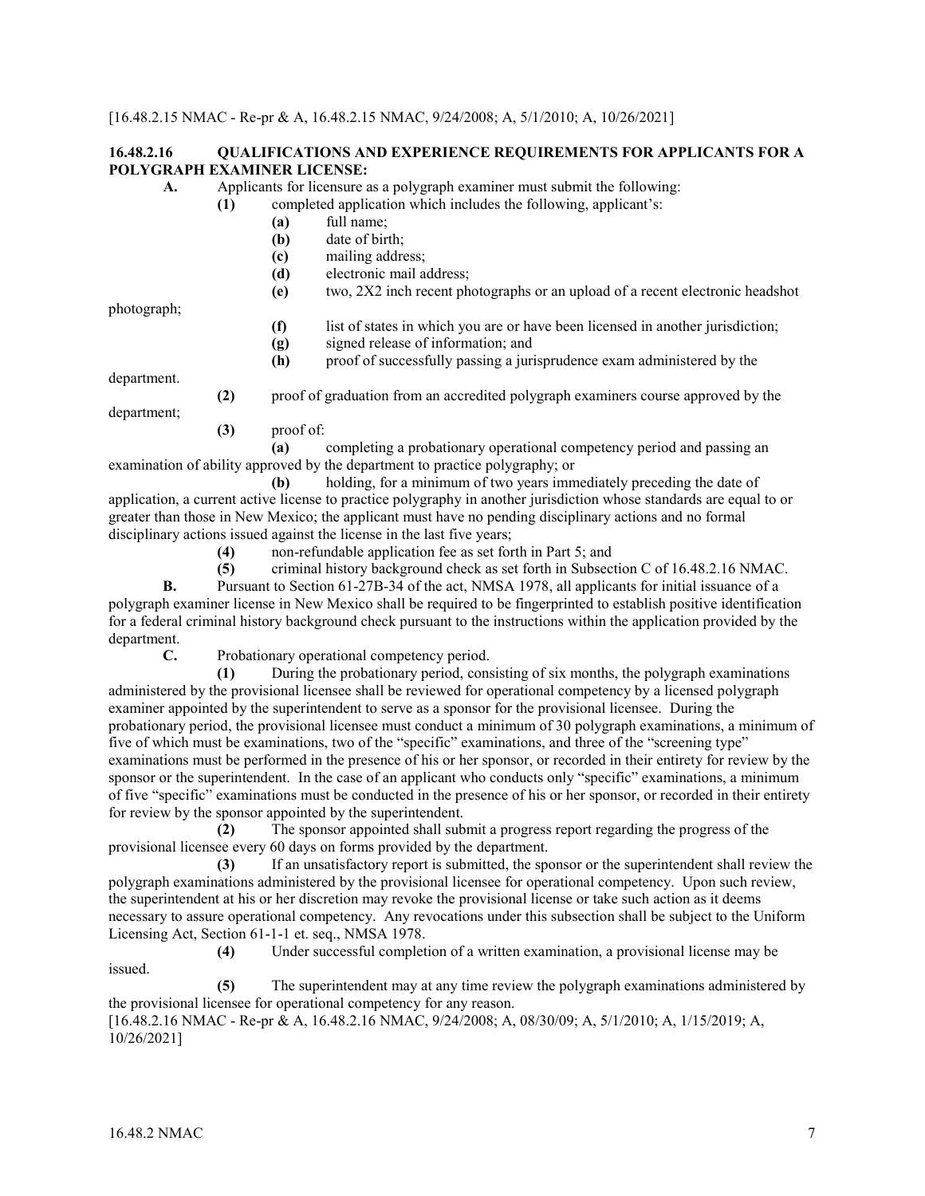[16.48.2.15 NMAC - Re-pr & A, 16.48.2.15 NMAC, 9/24/2008; A, 5/1/2010; A, 10/26/2021]

**16.48.2.16 QUALIFICATIONS AND EXPERIENCE REQUIREMENTS FOR APPLICANTS FOR A POLYGRAPH EXAMINER LICENSE:**

**A.** Applicants for licensure as a polygraph examiner must submit the following:

**(1)** completed application which includes the following, applicant's:

**(a)** full name;

**(b)** date of birth;

**(c)** mailing address;

**(d)** electronic mail address;

**(e)** two, 2X2 inch recent photographs or an upload of a recent electronic headshot photograph;

**(f)** list of states in which you are or have been licensed in another jurisdiction;

**(g)** signed release of information; and

**(h)** proof of successfully passing a jurisprudence exam administered by the department.

**(2)** proof of graduation from an accredited polygraph examiners course approved by the department;

**(3)** proof of:

**(a)** completing a probationary operational competency period and passing an examination of ability approved by the department to practice polygraphy; or

**(b)** holding, for a minimum of two years immediately preceding the date of application, a current active license to practice polygraphy in another jurisdiction whose standards are equal to or greater than those in New Mexico; the applicant must have no pending disciplinary actions and no formal disciplinary actions issued against the license in the last five years;

**(4)** non-refundable application fee as set forth in Part 5; and

**(5)** criminal history background check as set forth in Subsection C of 16.48.2.16 NMAC.

**B.** Pursuant to Section 61-27B-34 of the act, NMSA 1978, all applicants for initial issuance of a polygraph examiner license in New Mexico shall be required to be fingerprinted to establish positive identification for a federal criminal history background check pursuant to the instructions within the application provided by the department.

**C.** Probationary operational competency period.

**(1)** During the probationary period, consisting of six months, the polygraph examinations administered by the provisional licensee shall be reviewed for operational competency by a licensed polygraph examiner appointed by the superintendent to serve as a sponsor for the provisional licensee. During the probationary period, the provisional licensee must conduct a minimum of 30 polygraph examinations, a minimum of five of which must be examinations, two of the "specific" examinations, and three of the "screening type" examinations must be performed in the presence of his or her sponsor, or recorded in their entirety for review by the sponsor or the superintendent. In the case of an applicant who conducts only "specific" examinations, a minimum of five "specific" examinations must be conducted in the presence of his or her sponsor, or recorded in their entirety for review by the sponsor appointed by the superintendent.

**(2)** The sponsor appointed shall submit a progress report regarding the progress of the provisional licensee every 60 days on forms provided by the department.

**(3)** If an unsatisfactory report is submitted, the sponsor or the superintendent shall review the polygraph examinations administered by the provisional licensee for operational competency. Upon such review, the superintendent at his or her discretion may revoke the provisional license or take such action as it deems necessary to assure operational competency. Any revocations under this subsection shall be subject to the Uniform Licensing Act, Section 61-1-1 et. seq., NMSA 1978.

**(4)** Under successful completion of a written examination, a provisional license may be issued.

**(5)** The superintendent may at any time review the polygraph examinations administered by the provisional licensee for operational competency for any reason.

[16.48.2.16 NMAC - Re-pr & A, 16.48.2.16 NMAC, 9/24/2008; A, 08/30/09; A, 5/1/2010; A, 1/15/2019; A, 10/26/2021]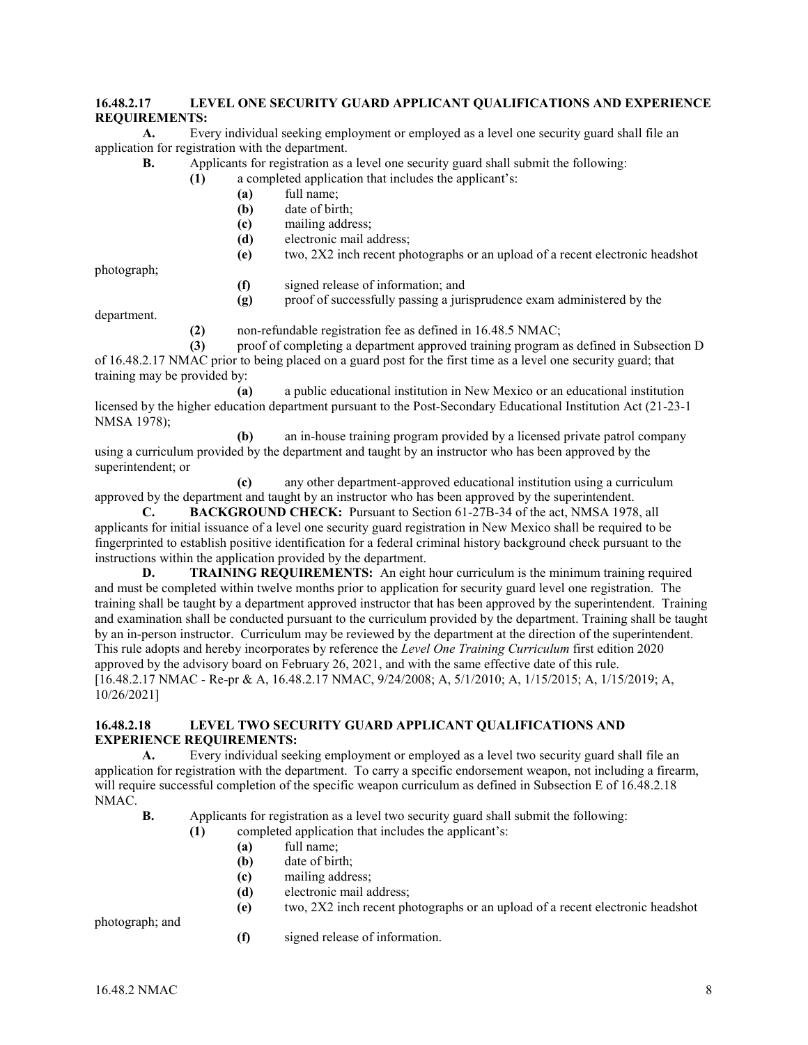**16.48.2.17 LEVEL ONE SECURITY GUARD APPLICANT QUALIFICATIONS AND EXPERIENCE REQUIREMENTS:**

**A.** Every individual seeking employment or employed as a level one security guard shall file an application for registration with the department.

**B.** Applicants for registration as a level one security guard shall submit the following:

**(1)** a completed application that includes the applicant's:

**(a)** full name;

**(b)** date of birth;

**(c)** mailing address;

**(d)** electronic mail address;

**(e)** two, 2X2 inch recent photographs or an upload of a recent electronic headshot photograph;

**(f)** signed release of information; and

**(g)** proof of successfully passing a jurisprudence exam administered by the department.

**(2)** non-refundable registration fee as defined in 16.48.5 NMAC;

**(3)** proof of completing a department approved training program as defined in Subsection D of 16.48.2.17 NMAC prior to being placed on a guard post for the first time as a level one security guard; that training may be provided by:

**(a)** a public educational institution in New Mexico or an educational institution licensed by the higher education department pursuant to the Post-Secondary Educational Institution Act (21-23-1 NMSA 1978);

**(b)** an in-house training program provided by a licensed private patrol company using a curriculum provided by the department and taught by an instructor who has been approved by the superintendent; or

**(c)** any other department-approved educational institution using a curriculum approved by the department and taught by an instructor who has been approved by the superintendent.

**C. BACKGROUND CHECK:** Pursuant to Section 61-27B-34 of the act, NMSA 1978, all applicants for initial issuance of a level one security guard registration in New Mexico shall be required to be fingerprinted to establish positive identification for a federal criminal history background check pursuant to the instructions within the application provided by the department.

**D. TRAINING REQUIREMENTS:** An eight hour curriculum is the minimum training required and must be completed within twelve months prior to application for security guard level one registration. The training shall be taught by a department approved instructor that has been approved by the superintendent. Training and examination shall be conducted pursuant to the curriculum provided by the department. Training shall be taught by an in-person instructor. Curriculum may be reviewed by the department at the direction of the superintendent. This rule adopts and hereby incorporates by reference the *Level One Training Curriculum* first edition 2020 approved by the advisory board on February 26, 2021, and with the same effective date of this rule.

[16.48.2.17 NMAC - Re-pr & A, 16.48.2.17 NMAC, 9/24/2008; A, 5/1/2010; A, 1/15/2015; A, 1/15/2019; A, 10/26/2021]

**16.48.2.18 LEVEL TWO SECURITY GUARD APPLICANT QUALIFICATIONS AND EXPERIENCE REQUIREMENTS:**

**A.** Every individual seeking employment or employed as a level two security guard shall file an application for registration with the department. To carry a specific endorsement weapon, not including a firearm, will require successful completion of the specific weapon curriculum as defined in Subsection E of 16.48.2.18 NMAC.

**B.** Applicants for registration as a level two security guard shall submit the following:

**(1)** completed application that includes the applicant's:

**(a)** full name;

**(b)** date of birth;

**(c)** mailing address;

**(d)** electronic mail address;

**(e)** two, 2X2 inch recent photographs or an upload of a recent electronic headshot photograph; and

**(f)** signed release of information.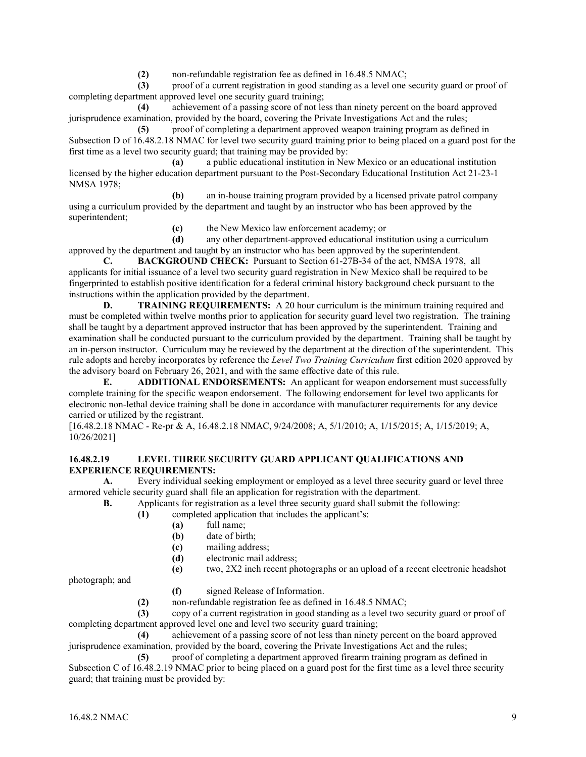**(2)** non-refundable registration fee as defined in 16.48.5 NMAC;

**(3)** proof of a current registration in good standing as a level one security guard or proof of completing department approved level one security guard training;

**(4)** achievement of a passing score of not less than ninety percent on the board approved jurisprudence examination, provided by the board, covering the Private Investigations Act and the rules;

**(5)** proof of completing a department approved weapon training program as defined in Subsection D of 16.48.2.18 NMAC for level two security guard training prior to being placed on a guard post for the first time as a level two security guard; that training may be provided by:

**(a)** a public educational institution in New Mexico or an educational institution licensed by the higher education department pursuant to the Post-Secondary Educational Institution Act 21-23-1 NMSA 1978;

**(b)** an in-house training program provided by a licensed private patrol company using a curriculum provided by the department and taught by an instructor who has been approved by the superintendent;

**(c)** the New Mexico law enforcement academy; or

**(d)** any other department-approved educational institution using a curriculum approved by the department and taught by an instructor who has been approved by the superintendent.

**C. BACKGROUND CHECK:** Pursuant to Section 61-27B-34 of the act, NMSA 1978, all applicants for initial issuance of a level two security guard registration in New Mexico shall be required to be fingerprinted to establish positive identification for a federal criminal history background check pursuant to the instructions within the application provided by the department.

**D. TRAINING REQUIREMENTS:** A 20 hour curriculum is the minimum training required and must be completed within twelve months prior to application for security guard level two registration. The training shall be taught by a department approved instructor that has been approved by the superintendent. Training and examination shall be conducted pursuant to the curriculum provided by the department. Training shall be taught by an in-person instructor. Curriculum may be reviewed by the department at the direction of the superintendent. This rule adopts and hereby incorporates by reference the *Level Two Training Curriculum* first edition 2020 approved by the advisory board on February 26, 2021, and with the same effective date of this rule.

**E. ADDITIONAL ENDORSEMENTS:** An applicant for weapon endorsement must successfully complete training for the specific weapon endorsement. The following endorsement for level two applicants for electronic non-lethal device training shall be done in accordance with manufacturer requirements for any device carried or utilized by the registrant.

[16.48.2.18 NMAC - Re-pr & A, 16.48.2.18 NMAC, 9/24/2008; A, 5/1/2010; A, 1/15/2015; A, 1/15/2019; A, 10/26/2021]

**16.48.2.19 LEVEL THREE SECURITY GUARD APPLICANT QUALIFICATIONS AND EXPERIENCE REQUIREMENTS:**

**A.** Every individual seeking employment or employed as a level three security guard or level three armored vehicle security guard shall file an application for registration with the department.

**B.** Applicants for registration as a level three security guard shall submit the following:

**(1)** completed application that includes the applicant's:

**(a)** full name;

**(b)** date of birth;

**(c)** mailing address;

**(d)** electronic mail address;

**(e)** two, 2X2 inch recent photographs or an upload of a recent electronic headshot photograph; and

**(f)** signed Release of Information.

**(2)** non-refundable registration fee as defined in 16.48.5 NMAC;

**(3)** copy of a current registration in good standing as a level two security guard or proof of completing department approved level one and level two security guard training;

**(4)** achievement of a passing score of not less than ninety percent on the board approved jurisprudence examination, provided by the board, covering the Private Investigations Act and the rules;

**(5)** proof of completing a department approved firearm training program as defined in Subsection C of 16.48.2.19 NMAC prior to being placed on a guard post for the first time as a level three security guard; that training must be provided by: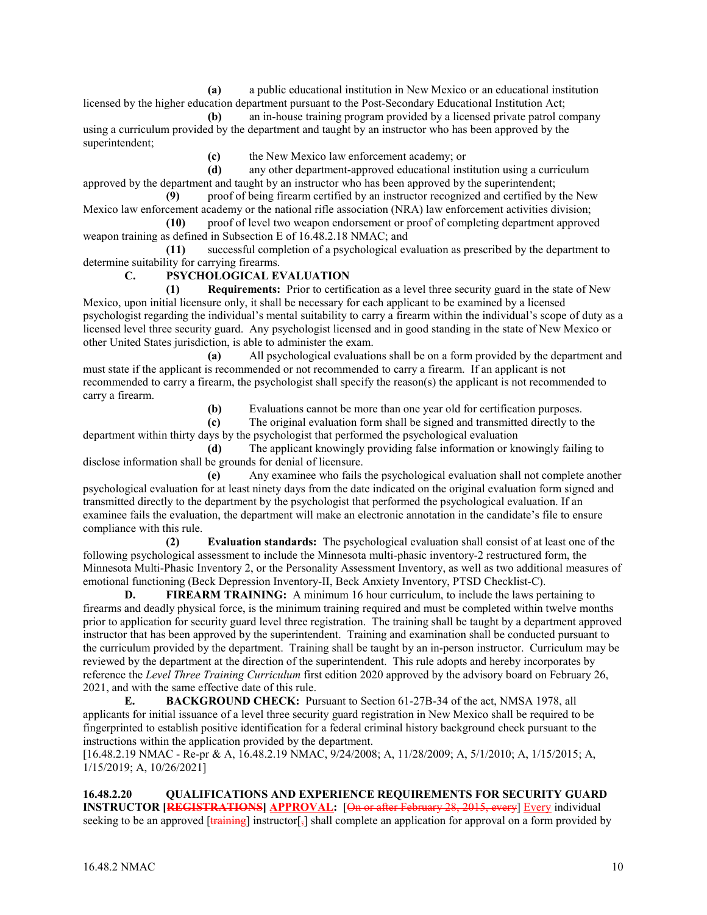**(a)** a public educational institution in New Mexico or an educational institution licensed by the higher education department pursuant to the Post-Secondary Educational Institution Act;

**(b)** an in-house training program provided by a licensed private patrol company using a curriculum provided by the department and taught by an instructor who has been approved by the superintendent;

**(c)** the New Mexico law enforcement academy; or

**(d)** any other department-approved educational institution using a curriculum approved by the department and taught by an instructor who has been approved by the superintendent;

**(9)** proof of being firearm certified by an instructor recognized and certified by the New Mexico law enforcement academy or the national rifle association (NRA) law enforcement activities division;

**(10)** proof of level two weapon endorsement or proof of completing department approved weapon training as defined in Subsection E of 16.48.2.18 NMAC; and

**(11)** successful completion of a psychological evaluation as prescribed by the department to determine suitability for carrying firearms.

**C. PSYCHOLOGICAL EVALUATION**

**(1) Requirements:** Prior to certification as a level three security guard in the state of New Mexico, upon initial licensure only, it shall be necessary for each applicant to be examined by a licensed psychologist regarding the individual's mental suitability to carry a firearm within the individual's scope of duty as a licensed level three security guard. Any psychologist licensed and in good standing in the state of New Mexico or other United States jurisdiction, is able to administer the exam.

**(a)** All psychological evaluations shall be on a form provided by the department and must state if the applicant is recommended or not recommended to carry a firearm. If an applicant is not recommended to carry a firearm, the psychologist shall specify the reason(s) the applicant is not recommended to carry a firearm.

**(b)** Evaluations cannot be more than one year old for certification purposes.

**(c)** The original evaluation form shall be signed and transmitted directly to the department within thirty days by the psychologist that performed the psychological evaluation

**(d)** The applicant knowingly providing false information or knowingly failing to disclose information shall be grounds for denial of licensure.

**(e)** Any examinee who fails the psychological evaluation shall not complete another psychological evaluation for at least ninety days from the date indicated on the original evaluation form signed and transmitted directly to the department by the psychologist that performed the psychological evaluation. If an examinee fails the evaluation, the department will make an electronic annotation in the candidate's file to ensure compliance with this rule.

**(2) Evaluation standards:** The psychological evaluation shall consist of at least one of the following psychological assessment to include the Minnesota multi-phasic inventory-2 restructured form, the Minnesota Multi-Phasic Inventory 2, or the Personality Assessment Inventory, as well as two additional measures of emotional functioning (Beck Depression Inventory-II, Beck Anxiety Inventory, PTSD Checklist-C).

**D. FIREARM TRAINING:** A minimum 16 hour curriculum, to include the laws pertaining to firearms and deadly physical force, is the minimum training required and must be completed within twelve months prior to application for security guard level three registration. The training shall be taught by a department approved instructor that has been approved by the superintendent. Training and examination shall be conducted pursuant to the curriculum provided by the department. Training shall be taught by an in-person instructor. Curriculum may be reviewed by the department at the direction of the superintendent. This rule adopts and hereby incorporates by reference the *Level Three Training Curriculum* first edition 2020 approved by the advisory board on February 26, 2021, and with the same effective date of this rule.

**E. BACKGROUND CHECK:** Pursuant to Section 61-27B-34 of the act, NMSA 1978, all applicants for initial issuance of a level three security guard registration in New Mexico shall be required to be fingerprinted to establish positive identification for a federal criminal history background check pursuant to the instructions within the application provided by the department.

[16.48.2.19 NMAC - Re-pr & A, 16.48.2.19 NMAC, 9/24/2008; A, 11/28/2009; A, 5/1/2010; A, 1/15/2015; A, 1/15/2019; A, 10/26/2021]

**16.48.2.20 QUALIFICATIONS AND EXPERIENCE REQUIREMENTS FOR SECURITY GUARD INSTRUCTOR [~~REGISTRATIONS~~] APPROVAL:** [~~On or after February 28, 2015, every~~] Every individual seeking to be an approved [~~training~~] instructor[~~,~~] shall complete an application for approval on a form provided by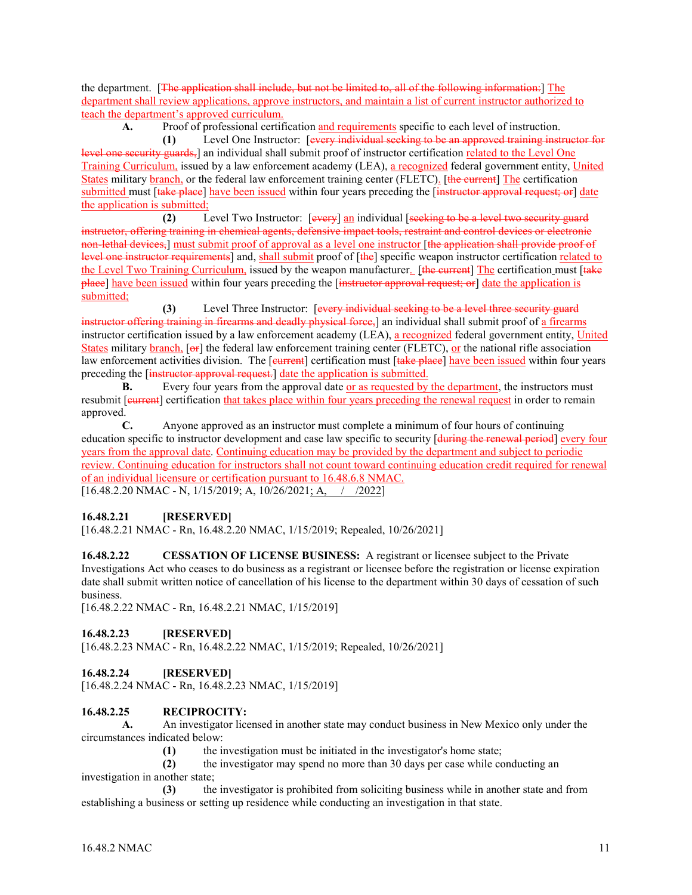the department. [The application shall include, but not be limited to, all of the following information:] The department shall review applications, approve instructors, and maintain a list of current instructor authorized to teach the department's approved curriculum.

**A.** Proof of professional certification and requirements specific to each level of instruction.

**(1)** Level One Instructor: [every individual seeking to be an approved training instructor for level one security guards,] an individual shall submit proof of instructor certification related to the Level One Training Curriculum, issued by a law enforcement academy (LEA), a recognized federal government entity, United States military branch, or the federal law enforcement training center (FLETC). [the current] The certification submitted must [take place] have been issued within four years preceding the [instructor approval request; or] date the application is submitted;

**(2)** Level Two Instructor: [every] an individual [seeking to be a level two security guard instructor, offering training in chemical agents, defensive impact tools, restraint and control devices or electronic non-lethal devices,] must submit proof of approval as a level one instructor [the application shall provide proof of level one instructor requirements] and, shall submit proof of [the] specific weapon instructor certification related to the Level Two Training Curriculum, issued by the weapon manufacturer. [the current] The certification must [take place] have been issued within four years preceding the [instructor approval request; or] date the application is submitted;

**(3)** Level Three Instructor: [every individual seeking to be a level three security guard instructor offering training in firearms and deadly physical force,] an individual shall submit proof of a firearms instructor certification issued by a law enforcement academy (LEA), a recognized federal government entity, United States military branch, [or] the federal law enforcement training center (FLETC), or the national rifle association law enforcement activities division. The [current] certification must [take place] have been issued within four years preceding the [instructor approval request.] date the application is submitted.

**B.** Every four years from the approval date or as requested by the department, the instructors must resubmit [current] certification that takes place within four years preceding the renewal request in order to remain approved.

**C.** Anyone approved as an instructor must complete a minimum of four hours of continuing education specific to instructor development and case law specific to security [during the renewal period] every four years from the approval date. Continuing education may be provided by the department and subject to periodic review. Continuing education for instructors shall not count toward continuing education credit required for renewal of an individual licensure or certification pursuant to 16.48.6.8 NMAC.

[16.48.2.20 NMAC - N, 1/15/2019; A, 10/26/2021; A, / /2022]

**16.48.2.21 [RESERVED]**
[16.48.2.21 NMAC - Rn, 16.48.2.20 NMAC, 1/15/2019; Repealed, 10/26/2021]

**16.48.2.22 CESSATION OF LICENSE BUSINESS:** A registrant or licensee subject to the Private Investigations Act who ceases to do business as a registrant or licensee before the registration or license expiration date shall submit written notice of cancellation of his license to the department within 30 days of cessation of such business.
[16.48.2.22 NMAC - Rn, 16.48.2.21 NMAC, 1/15/2019]

**16.48.2.23 [RESERVED]**
[16.48.2.23 NMAC - Rn, 16.48.2.22 NMAC, 1/15/2019; Repealed, 10/26/2021]

**16.48.2.24 [RESERVED]**
[16.48.2.24 NMAC - Rn, 16.48.2.23 NMAC, 1/15/2019]

**16.48.2.25 RECIPROCITY:**

**A.** An investigator licensed in another state may conduct business in New Mexico only under the circumstances indicated below:

**(1)** the investigation must be initiated in the investigator's home state;

**(2)** the investigator may spend no more than 30 days per case while conducting an investigation in another state;

**(3)** the investigator is prohibited from soliciting business while in another state and from establishing a business or setting up residence while conducting an investigation in that state.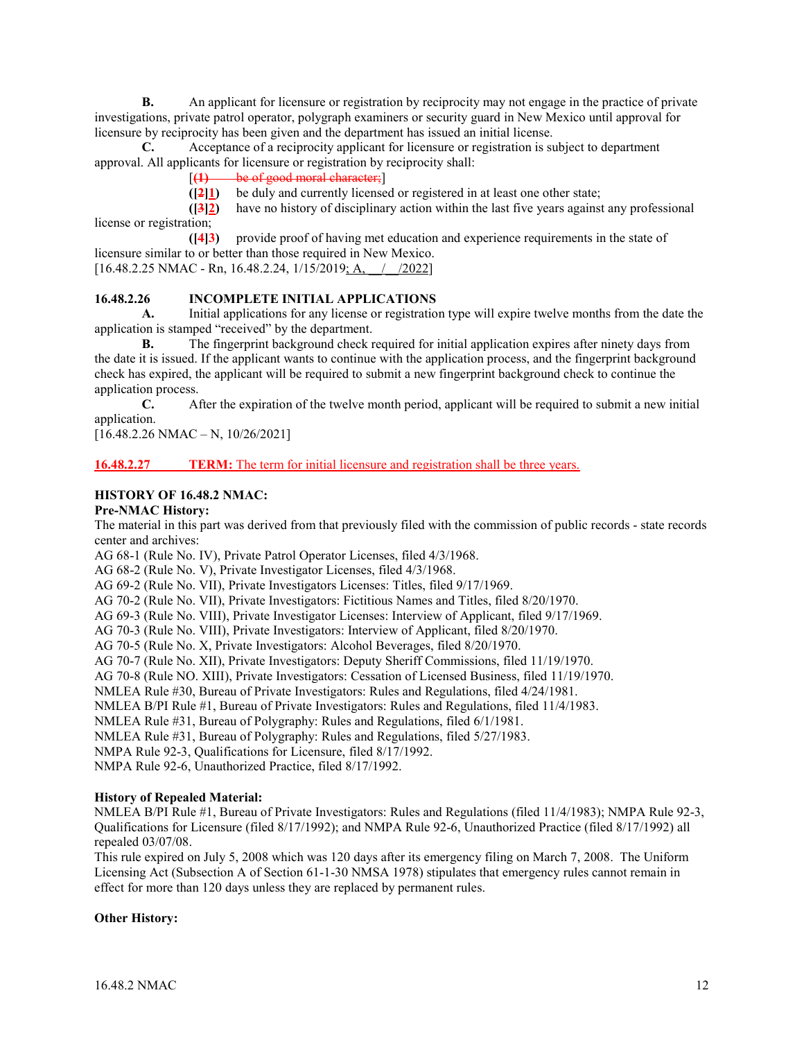**B.** An applicant for licensure or registration by reciprocity may not engage in the practice of private investigations, private patrol operator, polygraph examiners or security guard in New Mexico until approval for licensure by reciprocity has been given and the department has issued an initial license.

**C.** Acceptance of a reciprocity applicant for licensure or registration is subject to department approval. All applicants for licensure or registration by reciprocity shall:

[~~**(1)** be of good moral character;~~]

**([~~2~~]1)** be duly and currently licensed or registered in at least one other state;

**([~~3~~]2)** have no history of disciplinary action within the last five years against any professional license or registration;

**([4]3)** provide proof of having met education and experience requirements in the state of licensure similar to or better than those required in New Mexico.

[16.48.2.25 NMAC - Rn, 16.48.2.24, 1/15/2019; A, __/__/2022]

**16.48.2.26 INCOMPLETE INITIAL APPLICATIONS**

**A.** Initial applications for any license or registration type will expire twelve months from the date the application is stamped "received" by the department.

**B.** The fingerprint background check required for initial application expires after ninety days from the date it is issued. If the applicant wants to continue with the application process, and the fingerprint background check has expired, the applicant will be required to submit a new fingerprint background check to continue the application process.

**C.** After the expiration of the twelve month period, applicant will be required to submit a new initial application.

[16.48.2.26 NMAC – N, 10/26/2021]

**16.48.2.27 TERM:** The term for initial licensure and registration shall be three years.

**HISTORY OF 16.48.2 NMAC:**

**Pre-NMAC History:**

The material in this part was derived from that previously filed with the commission of public records - state records center and archives:

AG 68-1 (Rule No. IV), Private Patrol Operator Licenses, filed 4/3/1968.
AG 68-2 (Rule No. V), Private Investigator Licenses, filed 4/3/1968.
AG 69-2 (Rule No. VII), Private Investigators Licenses: Titles, filed 9/17/1969.
AG 70-2 (Rule No. VII), Private Investigators: Fictitious Names and Titles, filed 8/20/1970.
AG 69-3 (Rule No. VIII), Private Investigator Licenses: Interview of Applicant, filed 9/17/1969.
AG 70-3 (Rule No. VIII), Private Investigators: Interview of Applicant, filed 8/20/1970.
AG 70-5 (Rule No. X, Private Investigators: Alcohol Beverages, filed 8/20/1970.
AG 70-7 (Rule No. XII), Private Investigators: Deputy Sheriff Commissions, filed 11/19/1970.
AG 70-8 (Rule NO. XIII), Private Investigators: Cessation of Licensed Business, filed 11/19/1970.
NMLEA Rule #30, Bureau of Private Investigators: Rules and Regulations, filed 4/24/1981.
NMLEA B/PI Rule #1, Bureau of Private Investigators: Rules and Regulations, filed 11/4/1983.
NMLEA Rule #31, Bureau of Polygraphy: Rules and Regulations, filed 6/1/1981.
NMLEA Rule #31, Bureau of Polygraphy: Rules and Regulations, filed 5/27/1983.
NMPA Rule 92-3, Qualifications for Licensure, filed 8/17/1992.
NMPA Rule 92-6, Unauthorized Practice, filed 8/17/1992.

**History of Repealed Material:**

NMLEA B/PI Rule #1, Bureau of Private Investigators: Rules and Regulations (filed 11/4/1983); NMPA Rule 92-3, Qualifications for Licensure (filed 8/17/1992); and NMPA Rule 92-6, Unauthorized Practice (filed 8/17/1992) all repealed 03/07/08.

This rule expired on July 5, 2008 which was 120 days after its emergency filing on March 7, 2008. The Uniform Licensing Act (Subsection A of Section 61-1-30 NMSA 1978) stipulates that emergency rules cannot remain in effect for more than 120 days unless they are replaced by permanent rules.

**Other History:**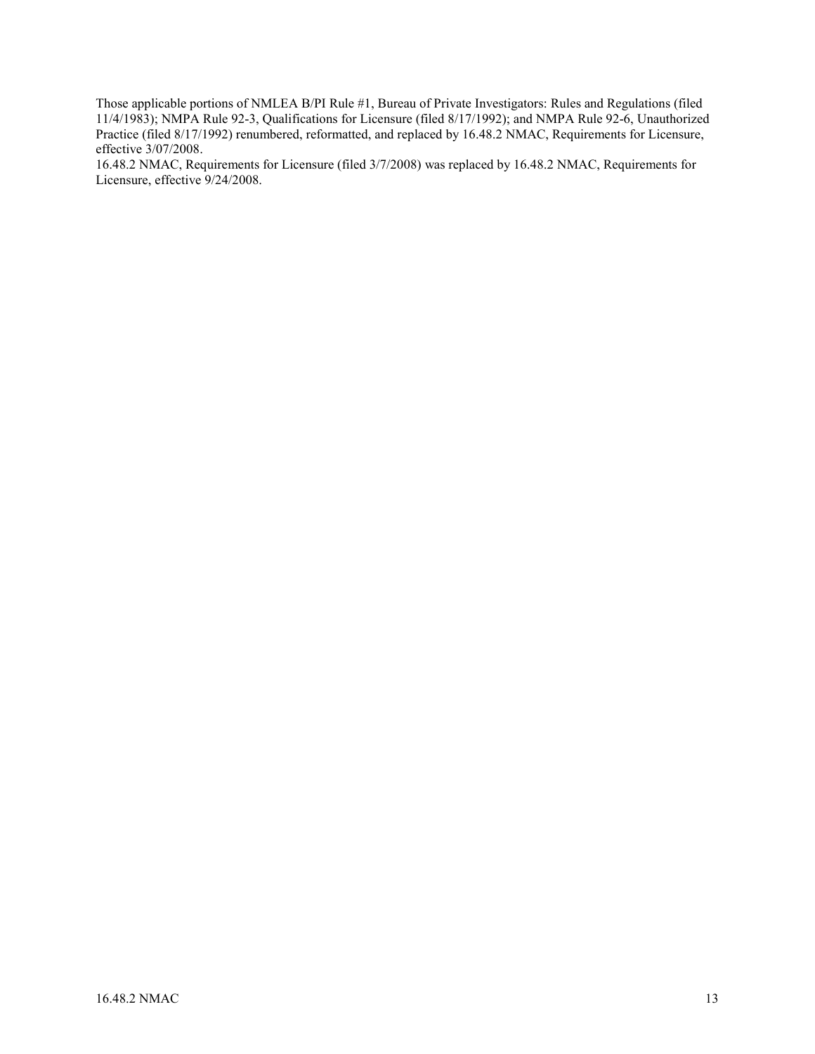Those applicable portions of NMLEA B/PI Rule #1, Bureau of Private Investigators: Rules and Regulations (filed 11/4/1983); NMPA Rule 92-3, Qualifications for Licensure (filed 8/17/1992); and NMPA Rule 92-6, Unauthorized Practice (filed 8/17/1992) renumbered, reformatted, and replaced by 16.48.2 NMAC, Requirements for Licensure, effective 3/07/2008.

16.48.2 NMAC, Requirements for Licensure (filed 3/7/2008) was replaced by 16.48.2 NMAC, Requirements for Licensure, effective 9/24/2008.